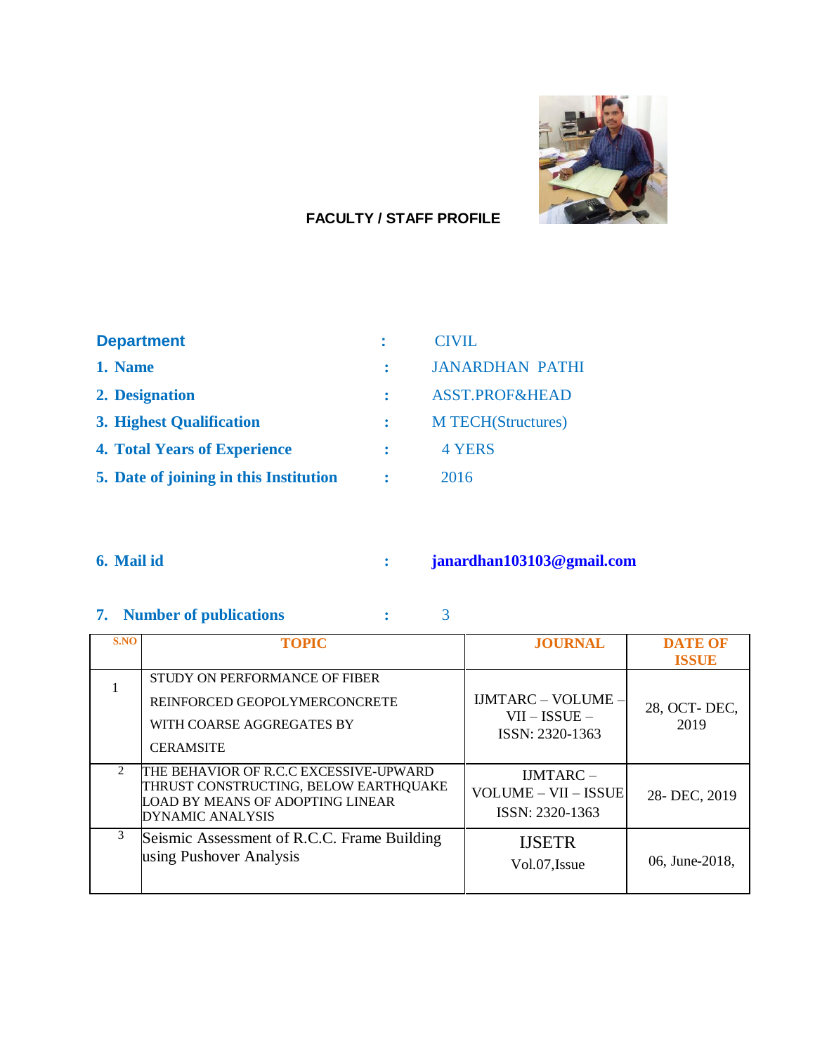**FACULTY / STAFF PROFILE**

**Department** : CIVIL

1. **Name** : JANARDHAN PATHI
2. **Designation** : ASST.PROF&HEAD
3. **Highest Qualification** : M TECH(Structures)
4. **Total Years of Experience** : 4 YERS
5. **Date of joining in this Institution** : 2016

6. **Mail id** : **janardhan103103@gmail.com**

7. **Number of publications** : 3

| S.NO | TOPIC | JOURNAL | DATE OF ISSUE |
|---|---|---|---|
| 1 | STUDY ON PERFORMANCE OF FIBER REINFORCED GEOPOLYMERCONCRETE WITH COARSE AGGREGATES BY CERAMSITE | IJMTARC – VOLUME – VII – ISSUE – ISSN: 2320-1363 | 28, OCT- DEC, 2019 |
| 2 | THE BEHAVIOR OF R.C.C EXCESSIVE-UPWARD THRUST CONSTRUCTING, BELOW EARTHQUAKE LOAD BY MEANS OF ADOPTING LINEAR DYNAMIC ANALYSIS | IJMTARC – VOLUME – VII – ISSUE ISSN: 2320-1363 | 28- DEC, 2019 |
| 3 | Seismic Assessment of R.C.C. Frame Building using Pushover Analysis | IJSETR Vol.07,Issue | 06, June-2018, |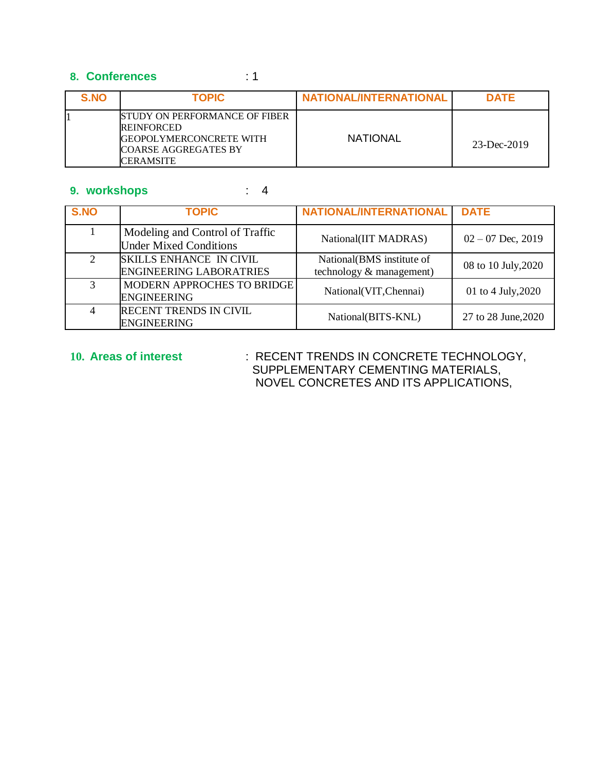**8. Conferences** : 1

| S.NO | TOPIC | NATIONAL/INTERNATIONAL | DATE |
|---|---|---|---|
| 1 | STUDY ON PERFORMANCE OF FIBER REINFORCED GEOPOLYMERCONCRETE WITH COARSE AGGREGATES BY CERAMSITE | NATIONAL | 23-Dec-2019 |

**9. workshops** : 4

| S.NO | TOPIC | NATIONAL/INTERNATIONAL | DATE |
|---|---|---|---|
| 1 | Modeling and Control of Traffic Under Mixed Conditions | National(IIT MADRAS) | 02 – 07 Dec, 2019 |
| 2 | SKILLS ENHANCE IN CIVIL ENGINEERING LABORATRIES | National(BMS institute of technology & management) | 08 to 10 July,2020 |
| 3 | MODERN APPROCHES TO BRIDGE ENGINEERING | National(VIT,Chennai) | 01 to 4 July,2020 |
| 4 | RECENT TRENDS IN CIVIL ENGINEERING | National(BITS-KNL) | 27 to 28 June,2020 |

**10. Areas of interest** : RECENT TRENDS IN CONCRETE TECHNOLOGY, SUPPLEMENTARY CEMENTING MATERIALS, NOVEL CONCRETES AND ITS APPLICATIONS,